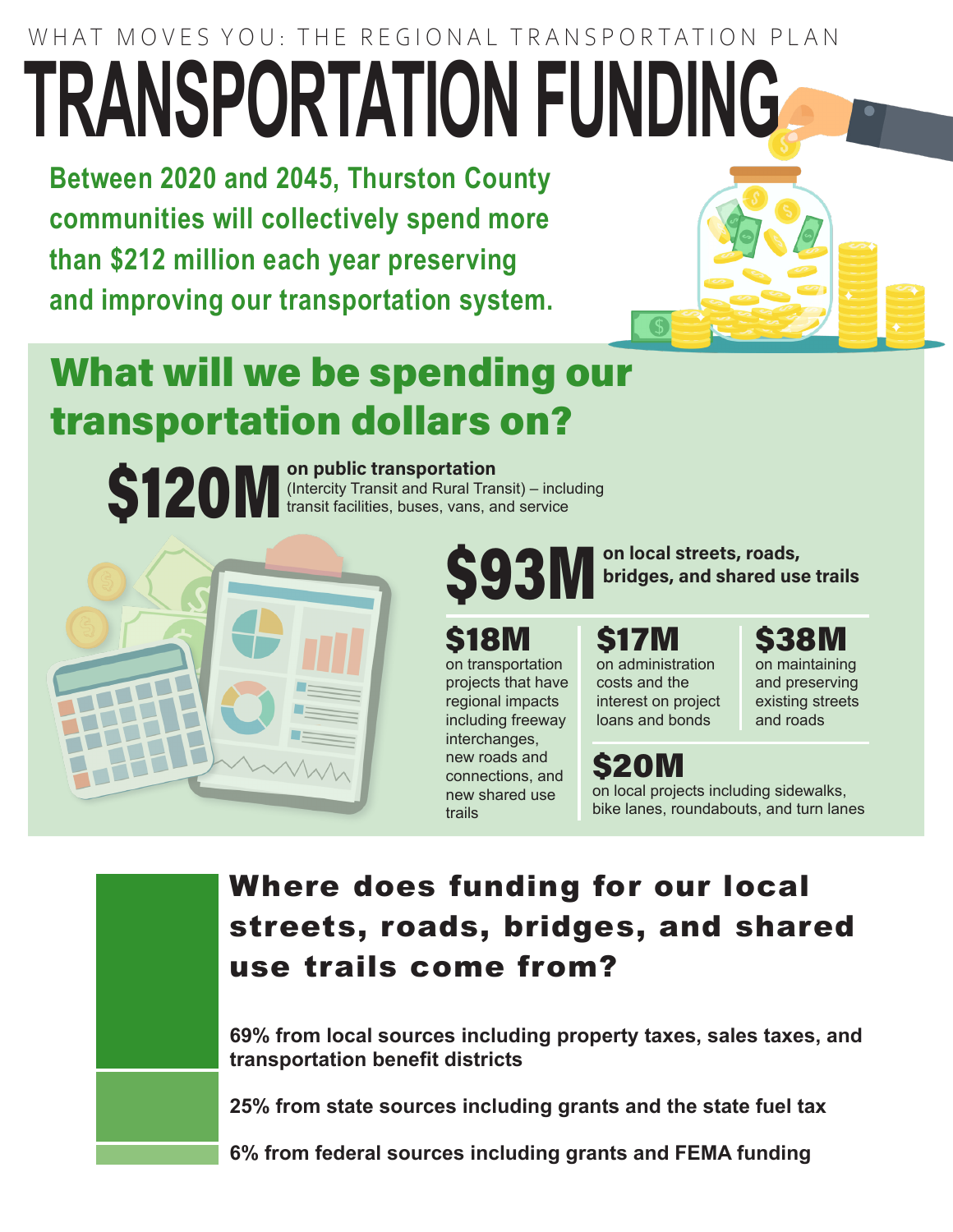WHAT MOVES YOU: THE REGIONAL TRANSPORTATION PLAN

# TRANSPORTATION FUNDING

**Between 2020 and 2045, Thurston County communities will collectively spend more than $212 million each year preserving and improving our transportation system.**

## What will we be spending our transportation dollars on?

**$120M** **on public transportation** (Intercity Transit and Rural Transit) – including transit facilities, buses, vans, and service

**$93M** **on local streets, roads, bridges, and shared use trails**

**$18M** on transportation projects that have regional impacts including freeway interchanges, new roads and connections, and new shared use trails

**$17M** on administration costs and the interest on project loans and bonds

**$38M** on maintaining and preserving existing streets and roads

**$20M** on local projects including sidewalks, bike lanes, roundabouts, and turn lanes

## Where does funding for our local streets, roads, bridges, and shared use trails come from?

**69% from local sources including property taxes, sales taxes, and transportation benefit districts**

**25% from state sources including grants and the state fuel tax**

**6% from federal sources including grants and FEMA funding**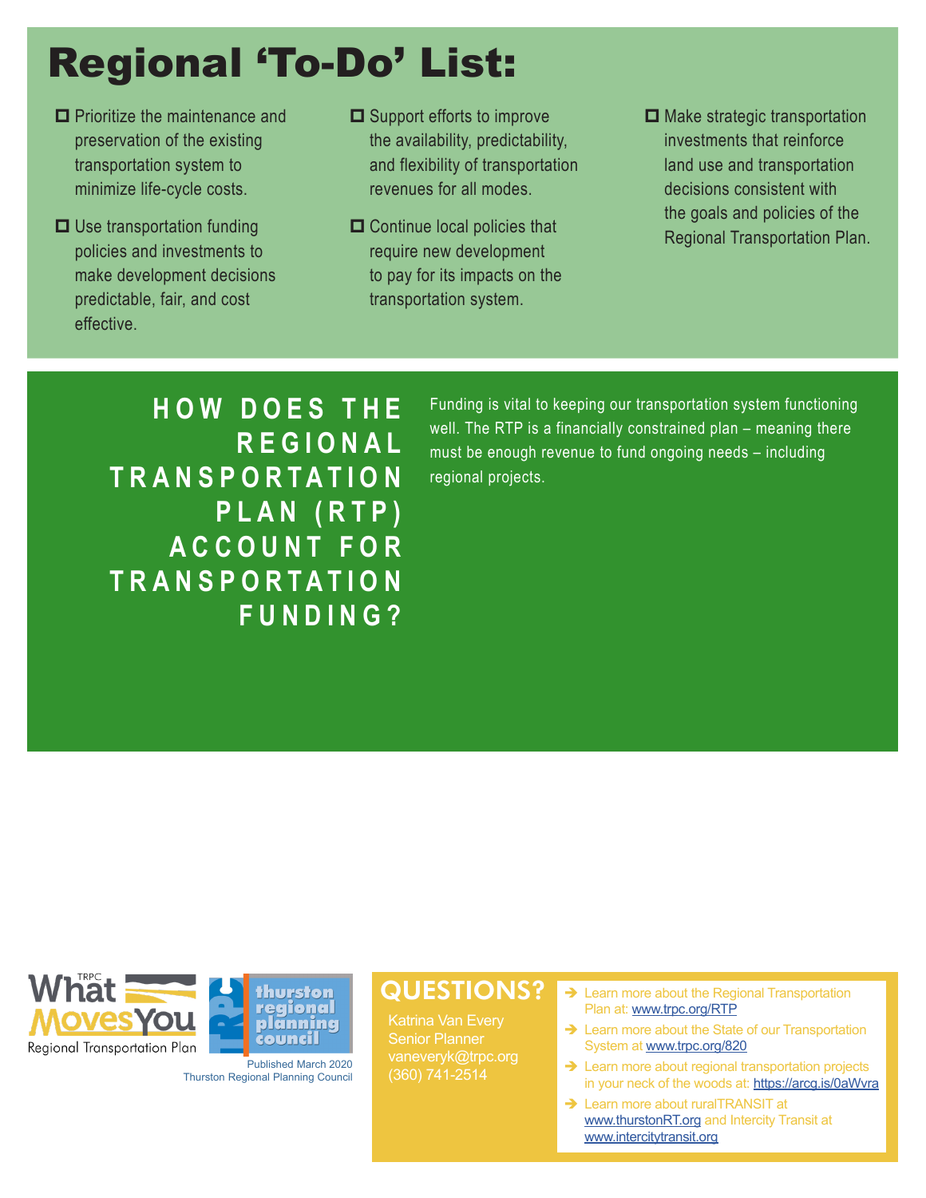# Regional 'To-Do' List:

- Prioritize the maintenance and preservation of the existing transportation system to minimize life-cycle costs.
- Use transportation funding policies and investments to make development decisions predictable, fair, and cost effective.
- Support efforts to improve the availability, predictability, and flexibility of transportation revenues for all modes.
- Continue local policies that require new development to pay for its impacts on the transportation system.
- Make strategic transportation investments that reinforce land use and transportation decisions consistent with the goals and policies of the Regional Transportation Plan.

## HOW DOES THE REGIONAL TRANSPORTATION PLAN (RTP) ACCOUNT FOR TRANSPORTATION FUNDING?

Funding is vital to keeping our transportation system functioning well. The RTP is a financially constrained plan – meaning there must be enough revenue to fund ongoing needs – including regional projects.

TRPC What Moves You
Regional Transportation Plan

thurston regional planning council

Published March 2020
Thurston Regional Planning Council

## QUESTIONS?

Katrina Van Every
Senior Planner
vaneveryk@trpc.org
(360) 741-2514

- Learn more about the Regional Transportation Plan at: www.trpc.org/RTP
- Learn more about the State of our Transportation System at www.trpc.org/820
- Learn more about regional transportation projects in your neck of the woods at: https://arcg.is/0aWvra
- Learn more about ruralTRANSIT at www.thurstonRT.org and Intercity Transit at www.intercitytransit.org